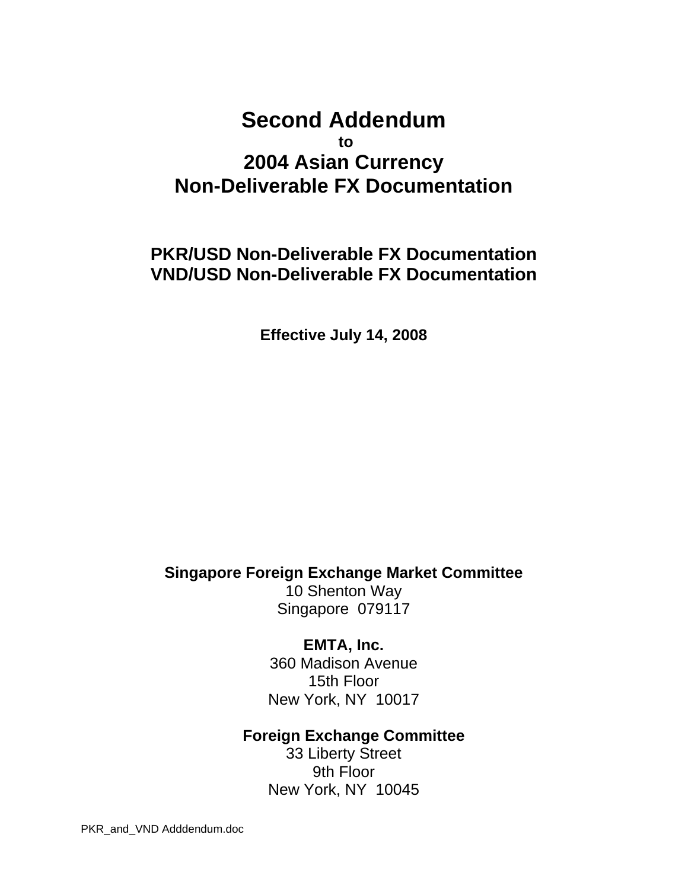# Second Addendum

**to**

# 2004 Asian Currency Non-Deliverable FX Documentation

## PKR/USD Non-Deliverable FX Documentation
## VND/USD Non-Deliverable FX Documentation

**Effective July 14, 2008**

**Singapore Foreign Exchange Market Committee**
10 Shenton Way
Singapore 079117

**EMTA, Inc.**
360 Madison Avenue
15th Floor
New York, NY 10017

**Foreign Exchange Committee**
33 Liberty Street
9th Floor
New York, NY 10045

PKR_and_VND Adddendum.doc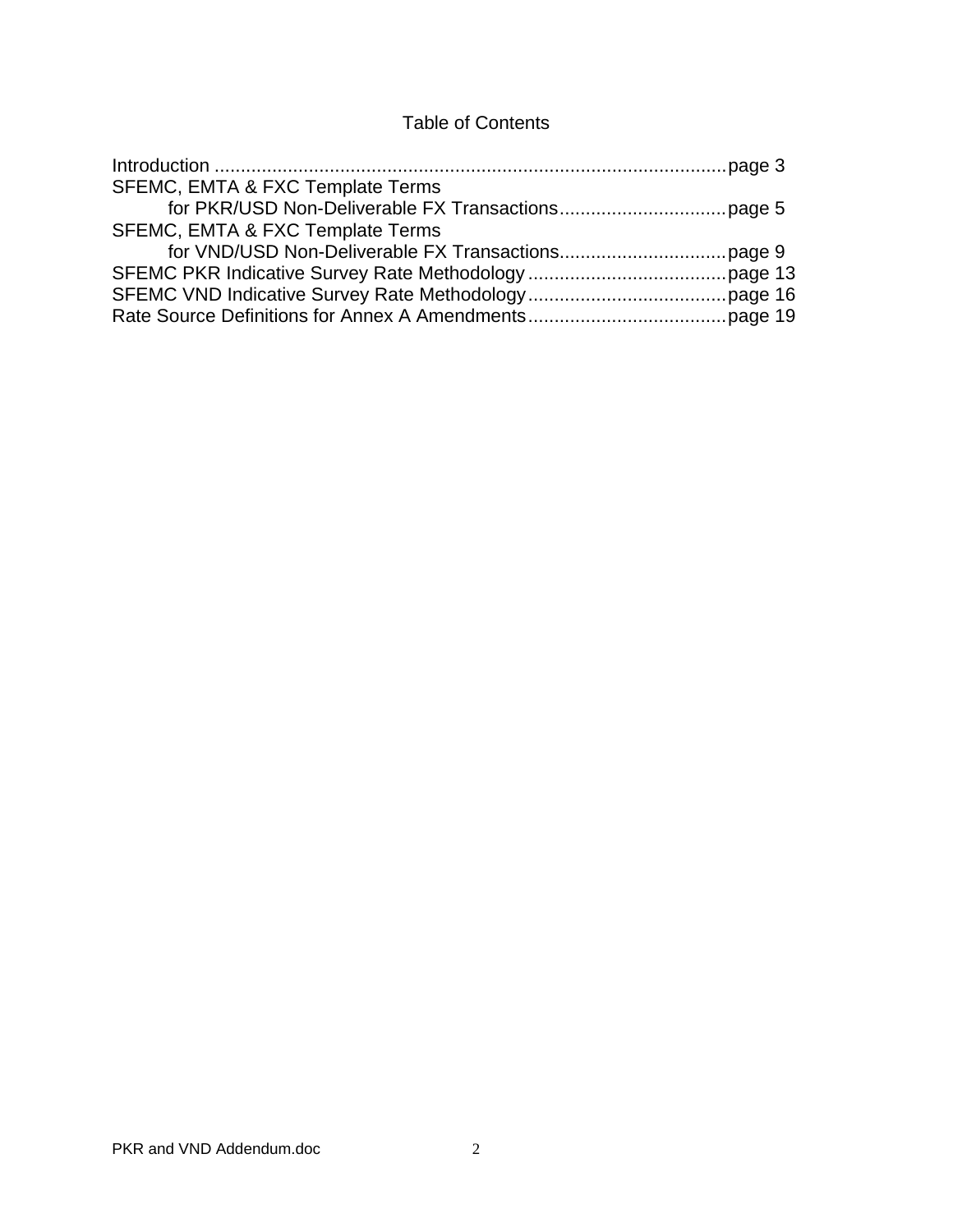# Table of Contents

Introduction ................................................................................................page 3
SFEMC, EMTA & FXC Template Terms
    for PKR/USD Non-Deliverable FX Transactions................................page 5
SFEMC, EMTA & FXC Template Terms
    for VND/USD Non-Deliverable FX Transactions................................page 9
SFEMC PKR Indicative Survey Rate Methodology ......................................page 13
SFEMC VND Indicative Survey Rate Methodology......................................page 16
Rate Source Definitions for Annex A Amendments......................................page 19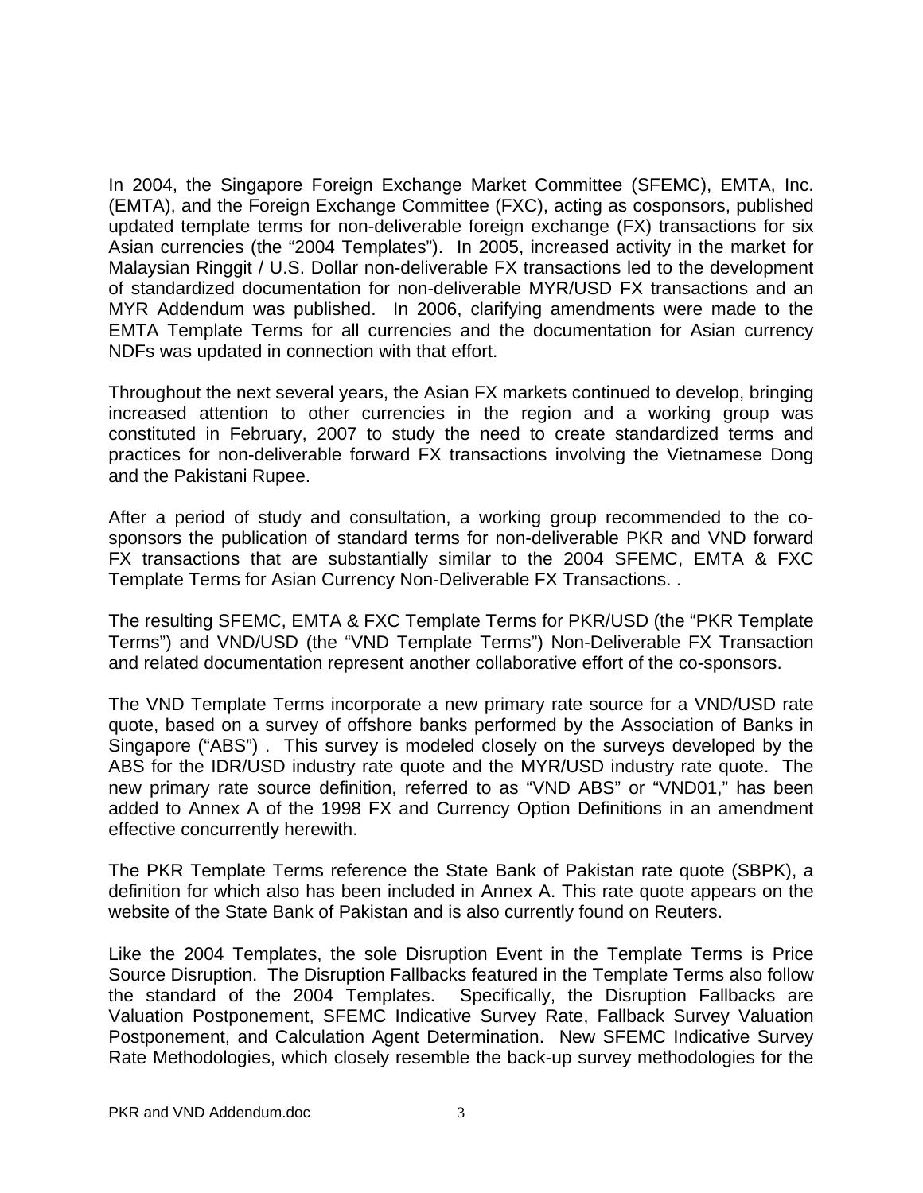In 2004, the Singapore Foreign Exchange Market Committee (SFEMC), EMTA, Inc. (EMTA), and the Foreign Exchange Committee (FXC), acting as cosponsors, published updated template terms for non-deliverable foreign exchange (FX) transactions for six Asian currencies (the "2004 Templates"). In 2005, increased activity in the market for Malaysian Ringgit / U.S. Dollar non-deliverable FX transactions led to the development of standardized documentation for non-deliverable MYR/USD FX transactions and an MYR Addendum was published. In 2006, clarifying amendments were made to the EMTA Template Terms for all currencies and the documentation for Asian currency NDFs was updated in connection with that effort.

Throughout the next several years, the Asian FX markets continued to develop, bringing increased attention to other currencies in the region and a working group was constituted in February, 2007 to study the need to create standardized terms and practices for non-deliverable forward FX transactions involving the Vietnamese Dong and the Pakistani Rupee.

After a period of study and consultation, a working group recommended to the co-sponsors the publication of standard terms for non-deliverable PKR and VND forward FX transactions that are substantially similar to the 2004 SFEMC, EMTA & FXC Template Terms for Asian Currency Non-Deliverable FX Transactions. .

The resulting SFEMC, EMTA & FXC Template Terms for PKR/USD (the "PKR Template Terms") and VND/USD (the "VND Template Terms") Non-Deliverable FX Transaction and related documentation represent another collaborative effort of the co-sponsors.

The VND Template Terms incorporate a new primary rate source for a VND/USD rate quote, based on a survey of offshore banks performed by the Association of Banks in Singapore ("ABS") . This survey is modeled closely on the surveys developed by the ABS for the IDR/USD industry rate quote and the MYR/USD industry rate quote. The new primary rate source definition, referred to as "VND ABS" or "VND01," has been added to Annex A of the 1998 FX and Currency Option Definitions in an amendment effective concurrently herewith.

The PKR Template Terms reference the State Bank of Pakistan rate quote (SBPK), a definition for which also has been included in Annex A. This rate quote appears on the website of the State Bank of Pakistan and is also currently found on Reuters.

Like the 2004 Templates, the sole Disruption Event in the Template Terms is Price Source Disruption. The Disruption Fallbacks featured in the Template Terms also follow the standard of the 2004 Templates. Specifically, the Disruption Fallbacks are Valuation Postponement, SFEMC Indicative Survey Rate, Fallback Survey Valuation Postponement, and Calculation Agent Determination. New SFEMC Indicative Survey Rate Methodologies, which closely resemble the back-up survey methodologies for the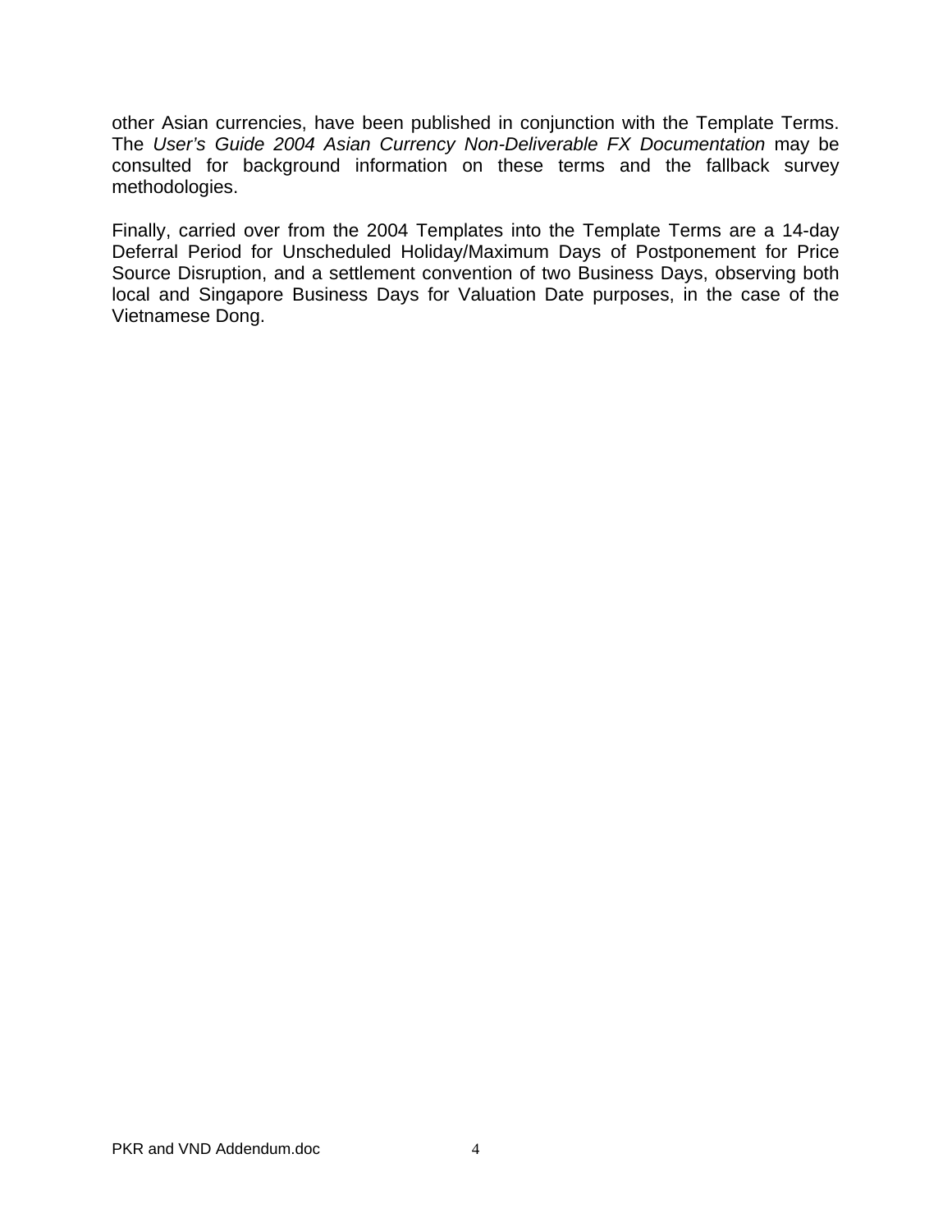other Asian currencies, have been published in conjunction with the Template Terms. The *User's Guide 2004 Asian Currency Non-Deliverable FX Documentation* may be consulted for background information on these terms and the fallback survey methodologies.

Finally, carried over from the 2004 Templates into the Template Terms are a 14-day Deferral Period for Unscheduled Holiday/Maximum Days of Postponement for Price Source Disruption, and a settlement convention of two Business Days, observing both local and Singapore Business Days for Valuation Date purposes, in the case of the Vietnamese Dong.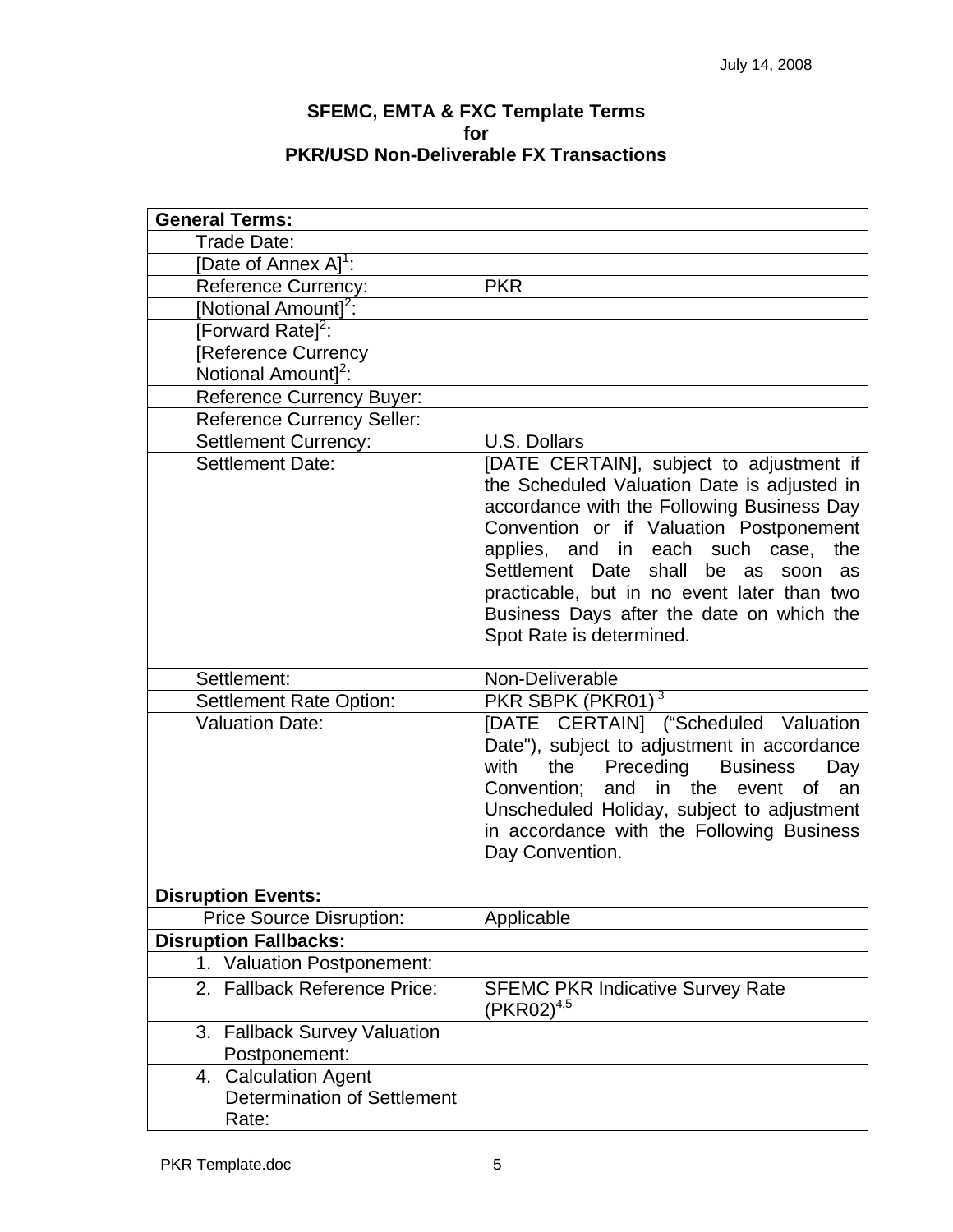July 14, 2008

# SFEMC, EMTA & FXC Template Terms for PKR/USD Non-Deliverable FX Transactions

| **General Terms:** | |
|---|---|
| Trade Date: | |
| [Date of Annex A][1]: | |
| Reference Currency: | PKR |
| [Notional Amount][2]: | |
| [Forward Rate][2]: | |
| [Reference Currency Notional Amount][2]: | |
| Reference Currency Buyer: | |
| Reference Currency Seller: | |
| Settlement Currency: | U.S. Dollars |
| Settlement Date: | [DATE CERTAIN], subject to adjustment if the Scheduled Valuation Date is adjusted in accordance with the Following Business Day Convention or if Valuation Postponement applies, and in each such case, the Settlement Date shall be as soon as practicable, but in no event later than two Business Days after the date on which the Spot Rate is determined. |
| Settlement: | Non-Deliverable |
| Settlement Rate Option: | PKR SBPK (PKR01) [3] |
| Valuation Date: | [DATE CERTAIN] ("Scheduled Valuation Date"), subject to adjustment in accordance with the Preceding Business Day Convention; and in the event of an Unscheduled Holiday, subject to adjustment in accordance with the Following Business Day Convention. |
| **Disruption Events:** | |
| Price Source Disruption: | Applicable |
| **Disruption Fallbacks:** | |
| 1. Valuation Postponement: | |
| 2. Fallback Reference Price: | SFEMC PKR Indicative Survey Rate (PKR02)[4,5] |
| 3. Fallback Survey Valuation Postponement: | |
| 4. Calculation Agent Determination of Settlement Rate: | |

PKR Template.doc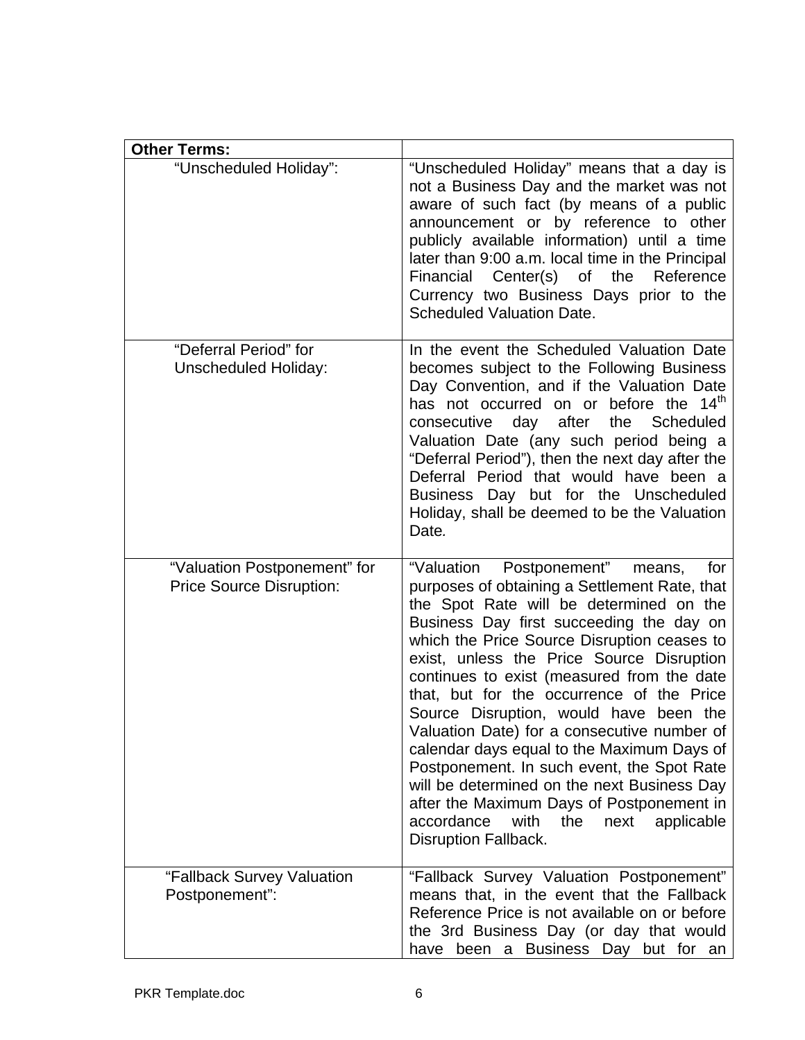| **Other Terms:** | |
|---|---|
| "Unscheduled Holiday": | "Unscheduled Holiday" means that a day is not a Business Day and the market was not aware of such fact (by means of a public announcement or by reference to other publicly available information) until a time later than 9:00 a.m. local time in the Principal Financial Center(s) of the Reference Currency two Business Days prior to the Scheduled Valuation Date. |
| "Deferral Period" for Unscheduled Holiday: | In the event the Scheduled Valuation Date becomes subject to the Following Business Day Convention, and if the Valuation Date has not occurred on or before the 14th consecutive day after the Scheduled Valuation Date (any such period being a "Deferral Period"), then the next day after the Deferral Period that would have been a Business Day but for the Unscheduled Holiday, shall be deemed to be the Valuation Date. |
| "Valuation Postponement" for Price Source Disruption: | "Valuation Postponement" means, for purposes of obtaining a Settlement Rate, that the Spot Rate will be determined on the Business Day first succeeding the day on which the Price Source Disruption ceases to exist, unless the Price Source Disruption continues to exist (measured from the date that, but for the occurrence of the Price Source Disruption, would have been the Valuation Date) for a consecutive number of calendar days equal to the Maximum Days of Postponement. In such event, the Spot Rate will be determined on the next Business Day after the Maximum Days of Postponement in accordance with the next applicable Disruption Fallback. |
| "Fallback Survey Valuation Postponement": | "Fallback Survey Valuation Postponement" means that, in the event that the Fallback Reference Price is not available on or before the 3rd Business Day (or day that would have been a Business Day but for an |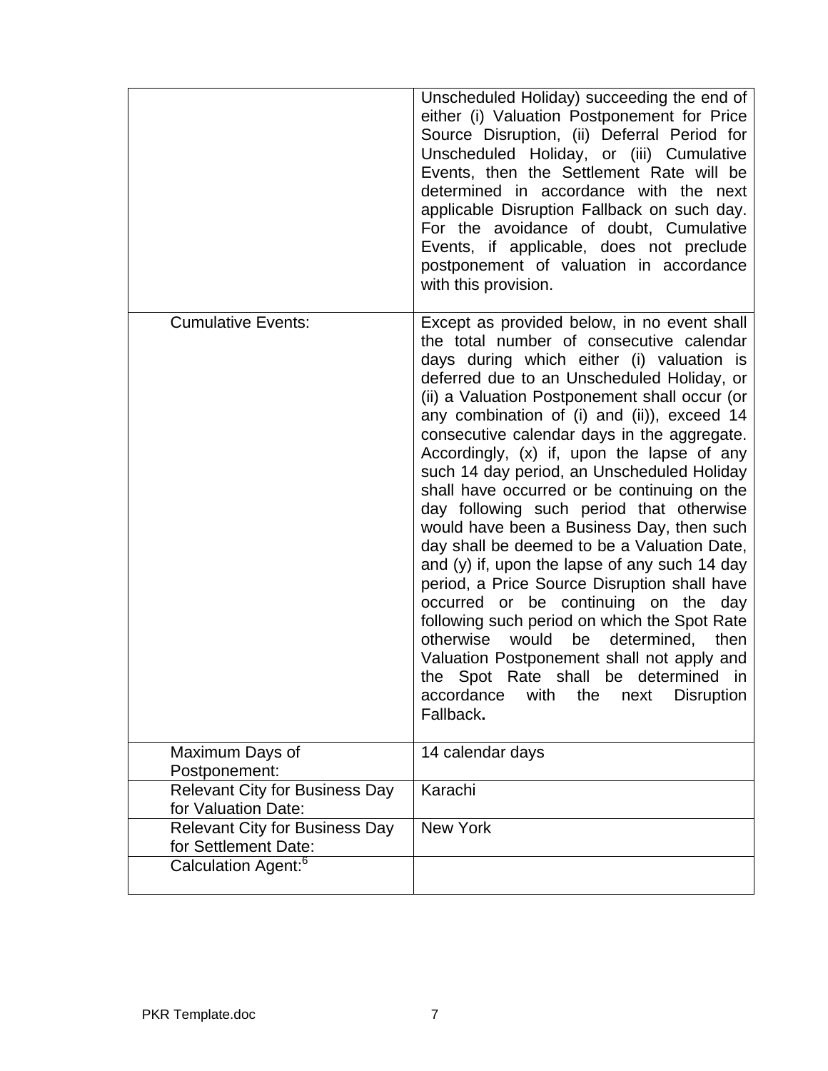| | |
|---|---|
| | Unscheduled Holiday) succeeding the end of either (i) Valuation Postponement for Price Source Disruption, (ii) Deferral Period for Unscheduled Holiday, or (iii) Cumulative Events, then the Settlement Rate will be determined in accordance with the next applicable Disruption Fallback on such day. For the avoidance of doubt, Cumulative Events, if applicable, does not preclude postponement of valuation in accordance with this provision. |
| Cumulative Events: | Except as provided below, in no event shall the total number of consecutive calendar days during which either (i) valuation is deferred due to an Unscheduled Holiday, or (ii) a Valuation Postponement shall occur (or any combination of (i) and (ii)), exceed 14 consecutive calendar days in the aggregate. Accordingly, (x) if, upon the lapse of any such 14 day period, an Unscheduled Holiday shall have occurred or be continuing on the day following such period that otherwise would have been a Business Day, then such day shall be deemed to be a Valuation Date, and (y) if, upon the lapse of any such 14 day period, a Price Source Disruption shall have occurred or be continuing on the day following such period on which the Spot Rate otherwise would be determined, then Valuation Postponement shall not apply and the Spot Rate shall be determined in accordance with the next Disruption Fallback**.** |
| Maximum Days of Postponement: | 14 calendar days |
| Relevant City for Business Day for Valuation Date: | Karachi |
| Relevant City for Business Day for Settlement Date: | New York |
| Calculation Agent:[6] | |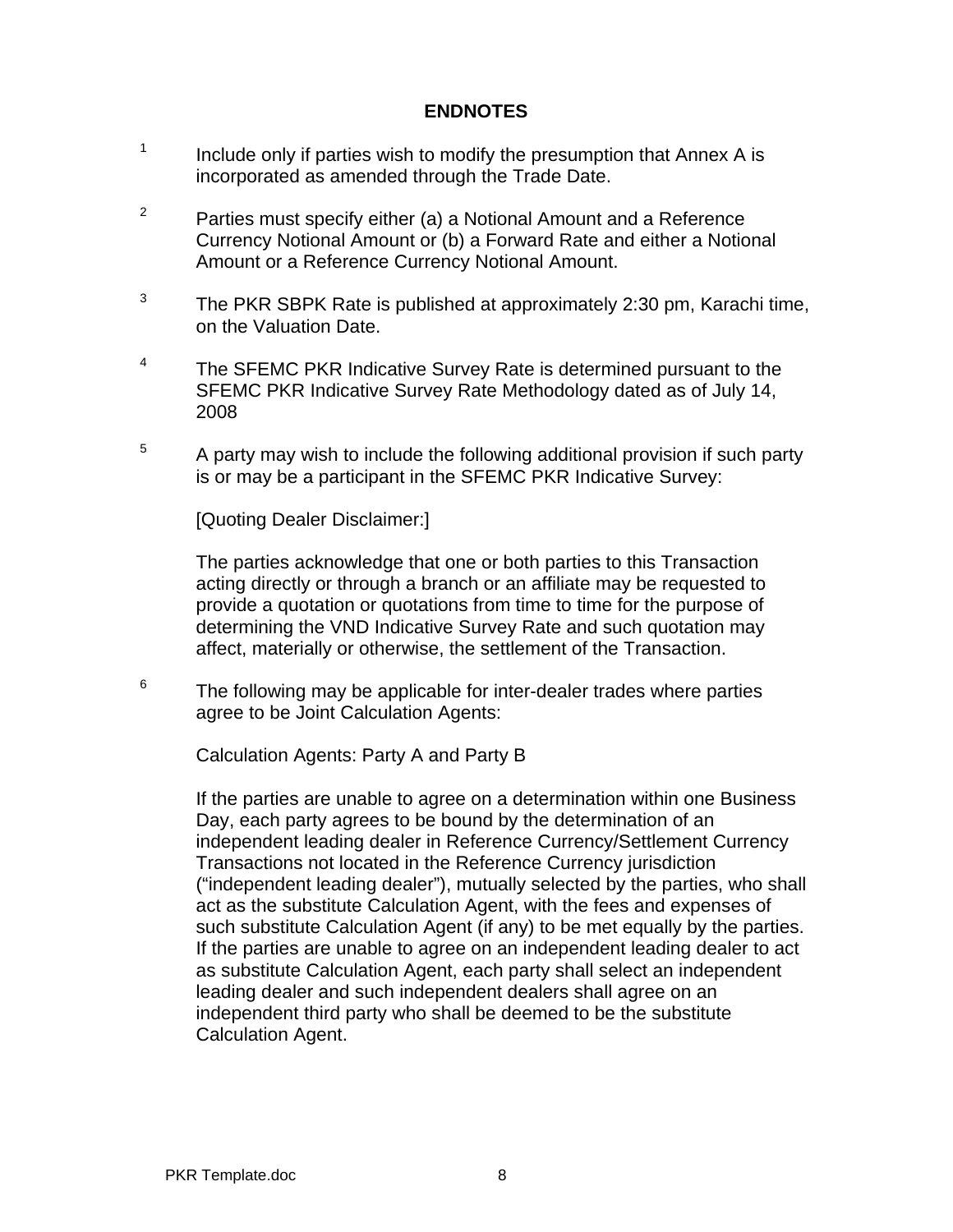## ENDNOTES

[1] Include only if parties wish to modify the presumption that Annex A is incorporated as amended through the Trade Date.

[2] Parties must specify either (a) a Notional Amount and a Reference Currency Notional Amount or (b) a Forward Rate and either a Notional Amount or a Reference Currency Notional Amount.

[3] The PKR SBPK Rate is published at approximately 2:30 pm, Karachi time, on the Valuation Date.

[4] The SFEMC PKR Indicative Survey Rate is determined pursuant to the SFEMC PKR Indicative Survey Rate Methodology dated as of July 14, 2008

[5] A party may wish to include the following additional provision if such party is or may be a participant in the SFEMC PKR Indicative Survey:

[Quoting Dealer Disclaimer:]

The parties acknowledge that one or both parties to this Transaction acting directly or through a branch or an affiliate may be requested to provide a quotation or quotations from time to time for the purpose of determining the VND Indicative Survey Rate and such quotation may affect, materially or otherwise, the settlement of the Transaction.

[6] The following may be applicable for inter-dealer trades where parties agree to be Joint Calculation Agents:

Calculation Agents: Party A and Party B

If the parties are unable to agree on a determination within one Business Day, each party agrees to be bound by the determination of an independent leading dealer in Reference Currency/Settlement Currency Transactions not located in the Reference Currency jurisdiction ("independent leading dealer"), mutually selected by the parties, who shall act as the substitute Calculation Agent, with the fees and expenses of such substitute Calculation Agent (if any) to be met equally by the parties. If the parties are unable to agree on an independent leading dealer to act as substitute Calculation Agent, each party shall select an independent leading dealer and such independent dealers shall agree on an independent third party who shall be deemed to be the substitute Calculation Agent.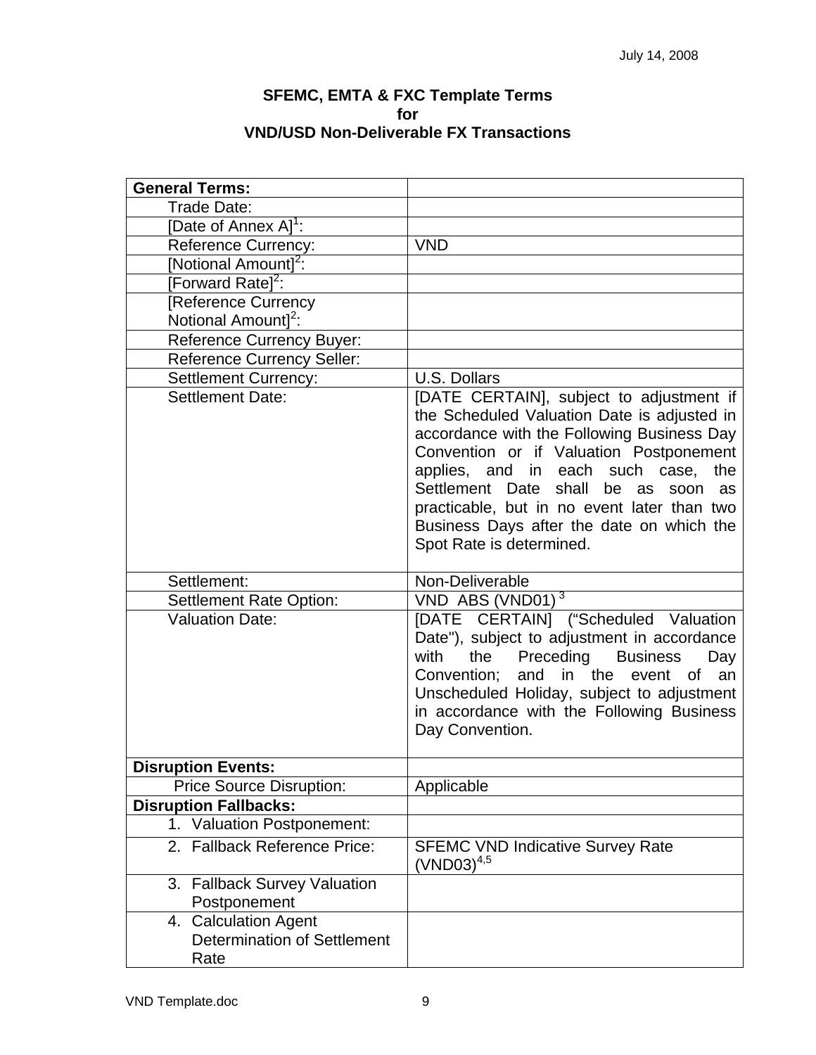July 14, 2008

**SFEMC, EMTA & FXC Template Terms**
**for**
**VND/USD Non-Deliverable FX Transactions**

| **General Terms:** | |
|---|---|
| Trade Date: | |
| [Date of Annex A][1]: | |
| Reference Currency: | VND |
| [Notional Amount][2]: | |
| [Forward Rate][2]: | |
| [Reference Currency Notional Amount][2]: | |
| Reference Currency Buyer: | |
| Reference Currency Seller: | |
| Settlement Currency: | U.S. Dollars |
| Settlement Date: | [DATE CERTAIN], subject to adjustment if the Scheduled Valuation Date is adjusted in accordance with the Following Business Day Convention or if Valuation Postponement applies, and in each such case, the Settlement Date shall be as soon as practicable, but in no event later than two Business Days after the date on which the Spot Rate is determined. |
| Settlement: | Non-Deliverable |
| Settlement Rate Option: | VND ABS (VND01) [3] |
| Valuation Date: | [DATE CERTAIN] ("Scheduled Valuation Date"), subject to adjustment in accordance with the Preceding Business Day Convention; and in the event of an Unscheduled Holiday, subject to adjustment in accordance with the Following Business Day Convention. |
| **Disruption Events:** | |
| Price Source Disruption: | Applicable |
| **Disruption Fallbacks:** | |
| 1. Valuation Postponement: | |
| 2. Fallback Reference Price: | SFEMC VND Indicative Survey Rate (VND03)[4,5] |
| 3. Fallback Survey Valuation Postponement | |
| 4. Calculation Agent Determination of Settlement Rate | |

VND Template.doc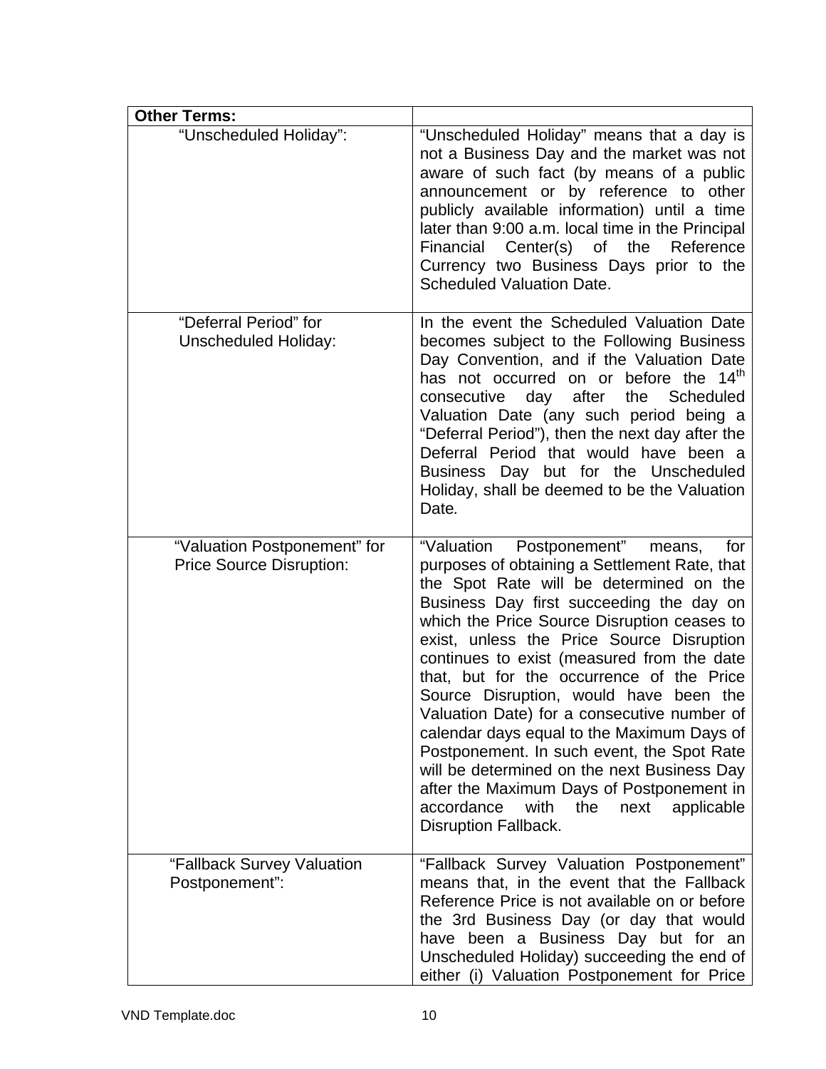| **Other Terms:** | |
|---|---|
| "Unscheduled Holiday": | "Unscheduled Holiday" means that a day is not a Business Day and the market was not aware of such fact (by means of a public announcement or by reference to other publicly available information) until a time later than 9:00 a.m. local time in the Principal Financial Center(s) of the Reference Currency two Business Days prior to the Scheduled Valuation Date. |
| "Deferral Period" for Unscheduled Holiday: | In the event the Scheduled Valuation Date becomes subject to the Following Business Day Convention, and if the Valuation Date has not occurred on or before the 14th consecutive day after the Scheduled Valuation Date (any such period being a "Deferral Period"), then the next day after the Deferral Period that would have been a Business Day but for the Unscheduled Holiday, shall be deemed to be the Valuation Date. |
| "Valuation Postponement" for Price Source Disruption: | "Valuation Postponement" means, for purposes of obtaining a Settlement Rate, that the Spot Rate will be determined on the Business Day first succeeding the day on which the Price Source Disruption ceases to exist, unless the Price Source Disruption continues to exist (measured from the date that, but for the occurrence of the Price Source Disruption, would have been the Valuation Date) for a consecutive number of calendar days equal to the Maximum Days of Postponement. In such event, the Spot Rate will be determined on the next Business Day after the Maximum Days of Postponement in accordance with the next applicable Disruption Fallback. |
| "Fallback Survey Valuation Postponement": | "Fallback Survey Valuation Postponement" means that, in the event that the Fallback Reference Price is not available on or before the 3rd Business Day (or day that would have been a Business Day but for an Unscheduled Holiday) succeeding the end of either (i) Valuation Postponement for Price |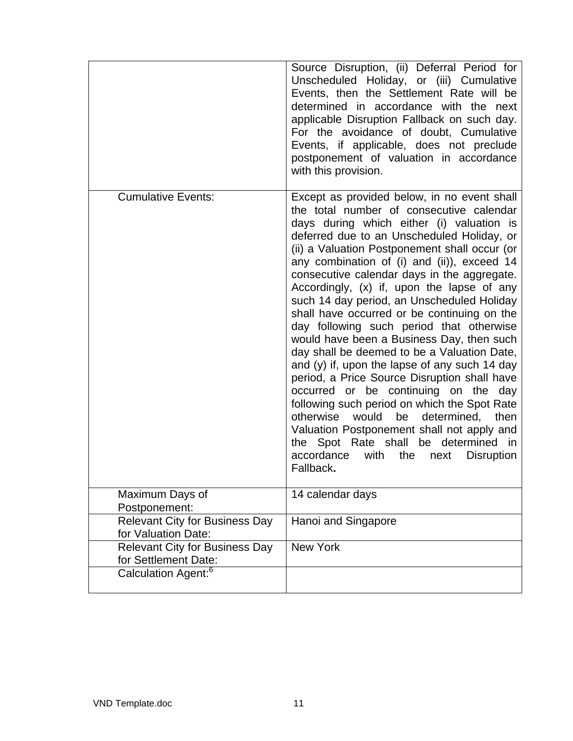| | |
|---|---|
| | Source Disruption, (ii) Deferral Period for Unscheduled Holiday, or (iii) Cumulative Events, then the Settlement Rate will be determined in accordance with the next applicable Disruption Fallback on such day. For the avoidance of doubt, Cumulative Events, if applicable, does not preclude postponement of valuation in accordance with this provision. |
| Cumulative Events: | Except as provided below, in no event shall the total number of consecutive calendar days during which either (i) valuation is deferred due to an Unscheduled Holiday, or (ii) a Valuation Postponement shall occur (or any combination of (i) and (ii)), exceed 14 consecutive calendar days in the aggregate. Accordingly, (x) if, upon the lapse of any such 14 day period, an Unscheduled Holiday shall have occurred or be continuing on the day following such period that otherwise would have been a Business Day, then such day shall be deemed to be a Valuation Date, and (y) if, upon the lapse of any such 14 day period, a Price Source Disruption shall have occurred or be continuing on the day following such period on which the Spot Rate otherwise would be determined, then Valuation Postponement shall not apply and the Spot Rate shall be determined in accordance with the next Disruption Fallback**.** |
| Maximum Days of Postponement: | 14 calendar days |
| Relevant City for Business Day for Valuation Date: | Hanoi and Singapore |
| Relevant City for Business Day for Settlement Date: | New York |
| Calculation Agent:[6] | |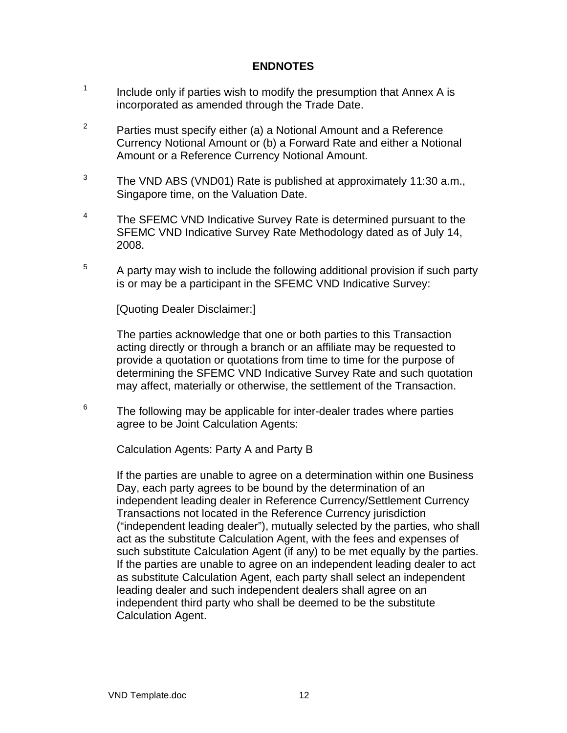## ENDNOTES

[1] Include only if parties wish to modify the presumption that Annex A is incorporated as amended through the Trade Date.

[2] Parties must specify either (a) a Notional Amount and a Reference Currency Notional Amount or (b) a Forward Rate and either a Notional Amount or a Reference Currency Notional Amount.

[3] The VND ABS (VND01) Rate is published at approximately 11:30 a.m., Singapore time, on the Valuation Date.

[4] The SFEMC VND Indicative Survey Rate is determined pursuant to the SFEMC VND Indicative Survey Rate Methodology dated as of July 14, 2008.

[5] A party may wish to include the following additional provision if such party is or may be a participant in the SFEMC VND Indicative Survey:

[Quoting Dealer Disclaimer:]

The parties acknowledge that one or both parties to this Transaction acting directly or through a branch or an affiliate may be requested to provide a quotation or quotations from time to time for the purpose of determining the SFEMC VND Indicative Survey Rate and such quotation may affect, materially or otherwise, the settlement of the Transaction.

[6] The following may be applicable for inter-dealer trades where parties agree to be Joint Calculation Agents:

Calculation Agents: Party A and Party B

If the parties are unable to agree on a determination within one Business Day, each party agrees to be bound by the determination of an independent leading dealer in Reference Currency/Settlement Currency Transactions not located in the Reference Currency jurisdiction ("independent leading dealer"), mutually selected by the parties, who shall act as the substitute Calculation Agent, with the fees and expenses of such substitute Calculation Agent (if any) to be met equally by the parties. If the parties are unable to agree on an independent leading dealer to act as substitute Calculation Agent, each party shall select an independent leading dealer and such independent dealers shall agree on an independent third party who shall be deemed to be the substitute Calculation Agent.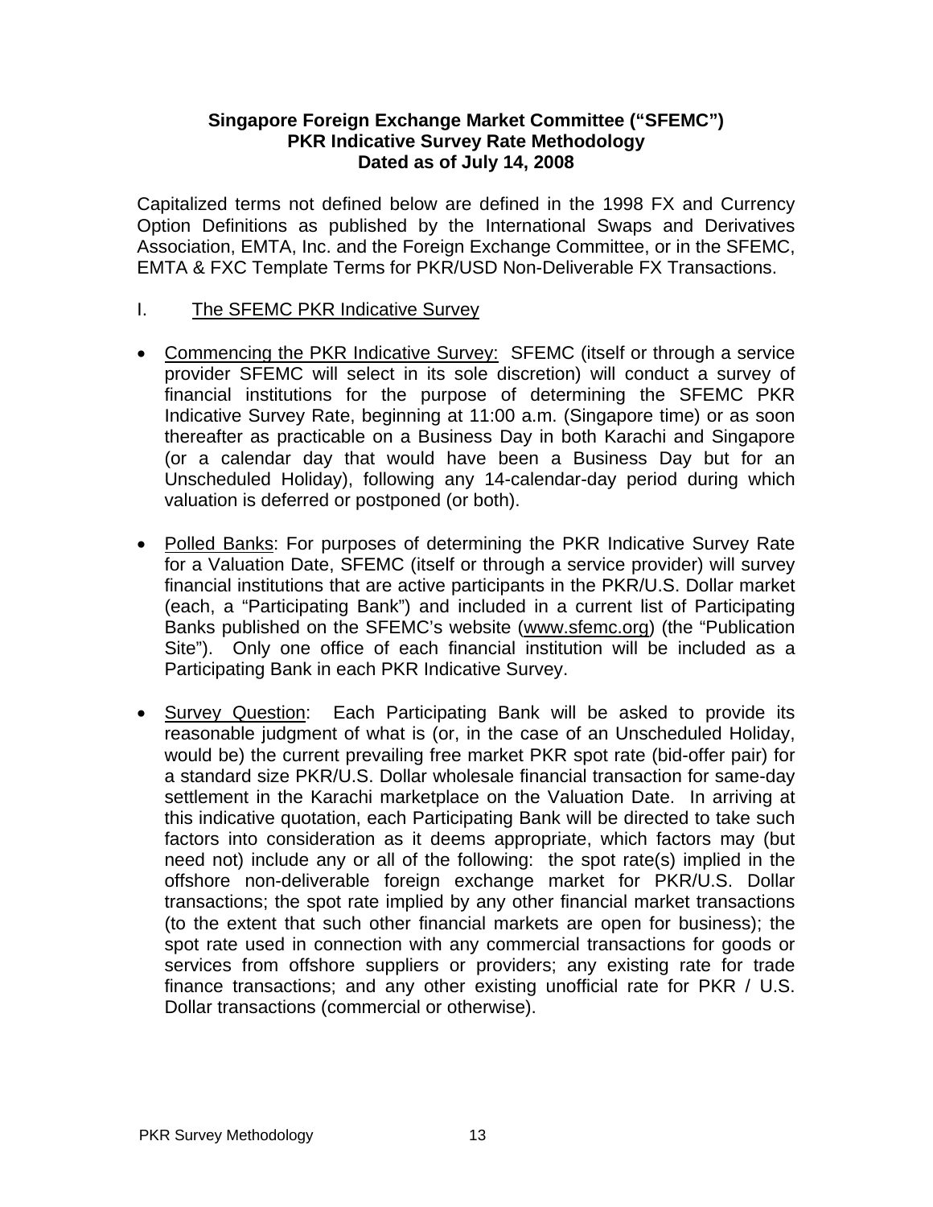**Singapore Foreign Exchange Market Committee ("SFEMC")**
**PKR Indicative Survey Rate Methodology**
**Dated as of July 14, 2008**

Capitalized terms not defined below are defined in the 1998 FX and Currency Option Definitions as published by the International Swaps and Derivatives Association, EMTA, Inc. and the Foreign Exchange Committee, or in the SFEMC, EMTA & FXC Template Terms for PKR/USD Non-Deliverable FX Transactions.

I. <u>The SFEMC PKR Indicative Survey</u>

- <u>Commencing the PKR Indicative Survey:</u> SFEMC (itself or through a service provider SFEMC will select in its sole discretion) will conduct a survey of financial institutions for the purpose of determining the SFEMC PKR Indicative Survey Rate, beginning at 11:00 a.m. (Singapore time) or as soon thereafter as practicable on a Business Day in both Karachi and Singapore (or a calendar day that would have been a Business Day but for an Unscheduled Holiday), following any 14-calendar-day period during which valuation is deferred or postponed (or both).

- <u>Polled Banks</u>: For purposes of determining the PKR Indicative Survey Rate for a Valuation Date, SFEMC (itself or through a service provider) will survey financial institutions that are active participants in the PKR/U.S. Dollar market (each, a "Participating Bank") and included in a current list of Participating Banks published on the SFEMC's website (<u>www.sfemc.org</u>) (the "Publication Site"). Only one office of each financial institution will be included as a Participating Bank in each PKR Indicative Survey.

- <u>Survey Question</u>: Each Participating Bank will be asked to provide its reasonable judgment of what is (or, in the case of an Unscheduled Holiday, would be) the current prevailing free market PKR spot rate (bid-offer pair) for a standard size PKR/U.S. Dollar wholesale financial transaction for same-day settlement in the Karachi marketplace on the Valuation Date. In arriving at this indicative quotation, each Participating Bank will be directed to take such factors into consideration as it deems appropriate, which factors may (but need not) include any or all of the following: the spot rate(s) implied in the offshore non-deliverable foreign exchange market for PKR/U.S. Dollar transactions; the spot rate implied by any other financial market transactions (to the extent that such other financial markets are open for business); the spot rate used in connection with any commercial transactions for goods or services from offshore suppliers or providers; any existing rate for trade finance transactions; and any other existing unofficial rate for PKR / U.S. Dollar transactions (commercial or otherwise).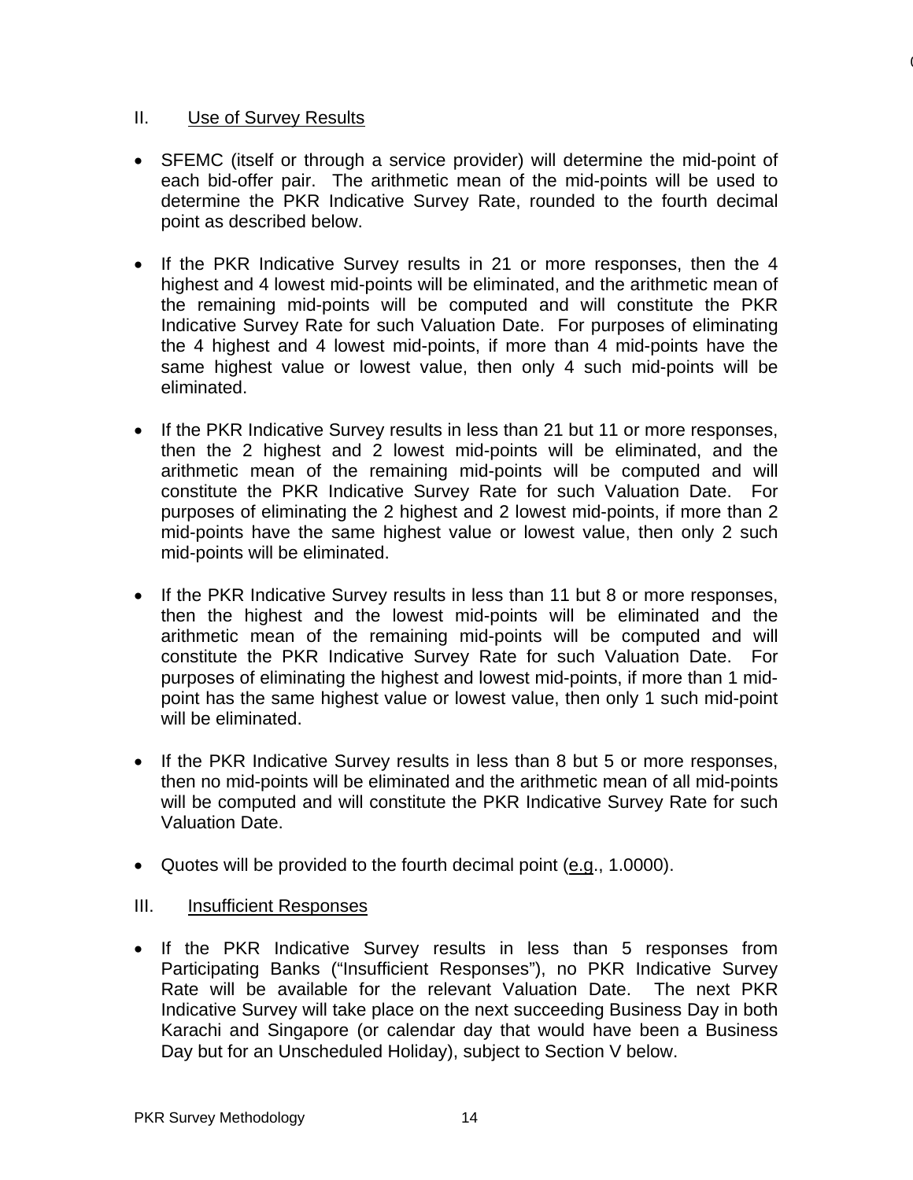## II. Use of Survey Results

- SFEMC (itself or through a service provider) will determine the mid-point of each bid-offer pair. The arithmetic mean of the mid-points will be used to determine the PKR Indicative Survey Rate, rounded to the fourth decimal point as described below.

- If the PKR Indicative Survey results in 21 or more responses, then the 4 highest and 4 lowest mid-points will be eliminated, and the arithmetic mean of the remaining mid-points will be computed and will constitute the PKR Indicative Survey Rate for such Valuation Date. For purposes of eliminating the 4 highest and 4 lowest mid-points, if more than 4 mid-points have the same highest value or lowest value, then only 4 such mid-points will be eliminated.

- If the PKR Indicative Survey results in less than 21 but 11 or more responses, then the 2 highest and 2 lowest mid-points will be eliminated, and the arithmetic mean of the remaining mid-points will be computed and will constitute the PKR Indicative Survey Rate for such Valuation Date. For purposes of eliminating the 2 highest and 2 lowest mid-points, if more than 2 mid-points have the same highest value or lowest value, then only 2 such mid-points will be eliminated.

- If the PKR Indicative Survey results in less than 11 but 8 or more responses, then the highest and the lowest mid-points will be eliminated and the arithmetic mean of the remaining mid-points will be computed and will constitute the PKR Indicative Survey Rate for such Valuation Date. For purposes of eliminating the highest and lowest mid-points, if more than 1 mid-point has the same highest value or lowest value, then only 1 such mid-point will be eliminated.

- If the PKR Indicative Survey results in less than 8 but 5 or more responses, then no mid-points will be eliminated and the arithmetic mean of all mid-points will be computed and will constitute the PKR Indicative Survey Rate for such Valuation Date.

- Quotes will be provided to the fourth decimal point (e.g., 1.0000).

## III. Insufficient Responses

- If the PKR Indicative Survey results in less than 5 responses from Participating Banks ("Insufficient Responses"), no PKR Indicative Survey Rate will be available for the relevant Valuation Date. The next PKR Indicative Survey will take place on the next succeeding Business Day in both Karachi and Singapore (or calendar day that would have been a Business Day but for an Unscheduled Holiday), subject to Section V below.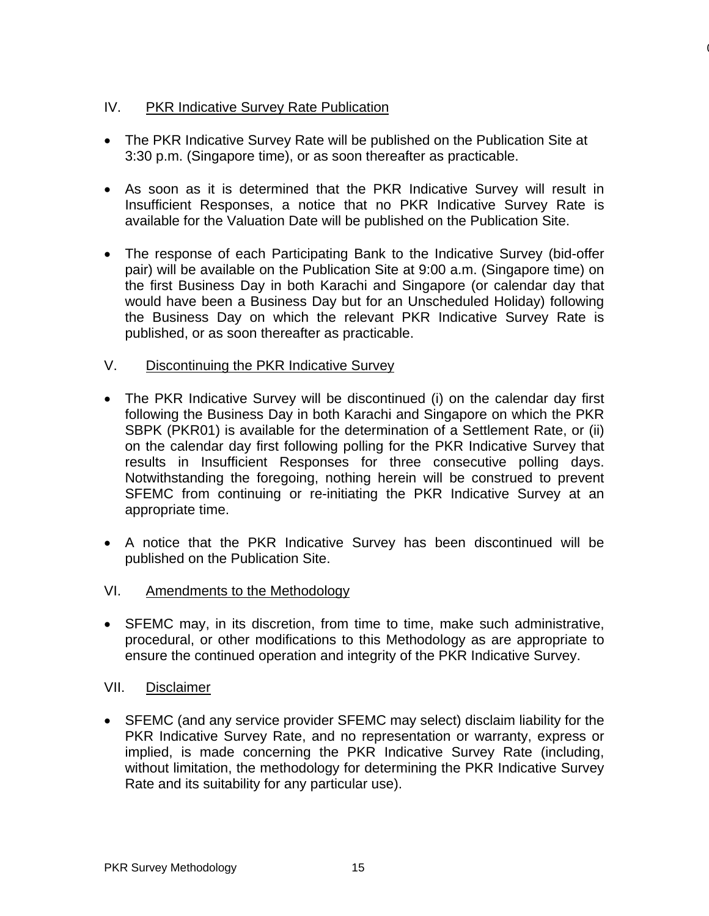## IV. PKR Indicative Survey Rate Publication

- The PKR Indicative Survey Rate will be published on the Publication Site at 3:30 p.m. (Singapore time), or as soon thereafter as practicable.

- As soon as it is determined that the PKR Indicative Survey will result in Insufficient Responses, a notice that no PKR Indicative Survey Rate is available for the Valuation Date will be published on the Publication Site.

- The response of each Participating Bank to the Indicative Survey (bid-offer pair) will be available on the Publication Site at 9:00 a.m. (Singapore time) on the first Business Day in both Karachi and Singapore (or calendar day that would have been a Business Day but for an Unscheduled Holiday) following the Business Day on which the relevant PKR Indicative Survey Rate is published, or as soon thereafter as practicable.

## V. Discontinuing the PKR Indicative Survey

- The PKR Indicative Survey will be discontinued (i) on the calendar day first following the Business Day in both Karachi and Singapore on which the PKR SBPK (PKR01) is available for the determination of a Settlement Rate, or (ii) on the calendar day first following polling for the PKR Indicative Survey that results in Insufficient Responses for three consecutive polling days. Notwithstanding the foregoing, nothing herein will be construed to prevent SFEMC from continuing or re-initiating the PKR Indicative Survey at an appropriate time.

- A notice that the PKR Indicative Survey has been discontinued will be published on the Publication Site.

## VI. Amendments to the Methodology

- SFEMC may, in its discretion, from time to time, make such administrative, procedural, or other modifications to this Methodology as are appropriate to ensure the continued operation and integrity of the PKR Indicative Survey.

## VII. Disclaimer

- SFEMC (and any service provider SFEMC may select) disclaim liability for the PKR Indicative Survey Rate, and no representation or warranty, express or implied, is made concerning the PKR Indicative Survey Rate (including, without limitation, the methodology for determining the PKR Indicative Survey Rate and its suitability for any particular use).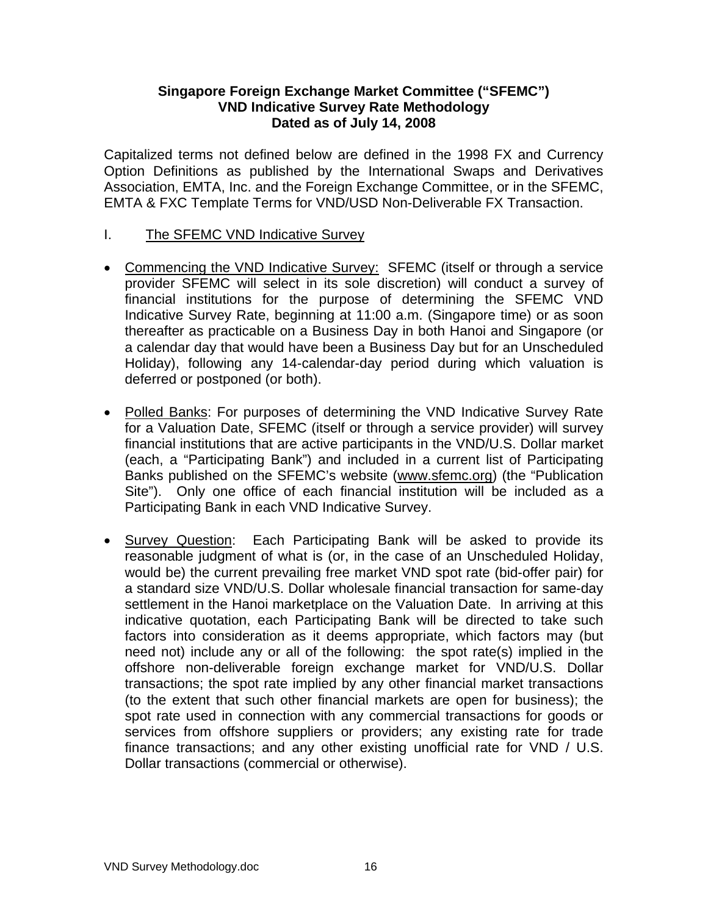**Singapore Foreign Exchange Market Committee ("SFEMC")**
**VND Indicative Survey Rate Methodology**
**Dated as of July 14, 2008**

Capitalized terms not defined below are defined in the 1998 FX and Currency Option Definitions as published by the International Swaps and Derivatives Association, EMTA, Inc. and the Foreign Exchange Committee, or in the SFEMC, EMTA & FXC Template Terms for VND/USD Non-Deliverable FX Transaction.

## I. The SFEMC VND Indicative Survey

- Commencing the VND Indicative Survey: SFEMC (itself or through a service provider SFEMC will select in its sole discretion) will conduct a survey of financial institutions for the purpose of determining the SFEMC VND Indicative Survey Rate, beginning at 11:00 a.m. (Singapore time) or as soon thereafter as practicable on a Business Day in both Hanoi and Singapore (or a calendar day that would have been a Business Day but for an Unscheduled Holiday), following any 14-calendar-day period during which valuation is deferred or postponed (or both).

- Polled Banks: For purposes of determining the VND Indicative Survey Rate for a Valuation Date, SFEMC (itself or through a service provider) will survey financial institutions that are active participants in the VND/U.S. Dollar market (each, a "Participating Bank") and included in a current list of Participating Banks published on the SFEMC's website (www.sfemc.org) (the "Publication Site"). Only one office of each financial institution will be included as a Participating Bank in each VND Indicative Survey.

- Survey Question: Each Participating Bank will be asked to provide its reasonable judgment of what is (or, in the case of an Unscheduled Holiday, would be) the current prevailing free market VND spot rate (bid-offer pair) for a standard size VND/U.S. Dollar wholesale financial transaction for same-day settlement in the Hanoi marketplace on the Valuation Date. In arriving at this indicative quotation, each Participating Bank will be directed to take such factors into consideration as it deems appropriate, which factors may (but need not) include any or all of the following: the spot rate(s) implied in the offshore non-deliverable foreign exchange market for VND/U.S. Dollar transactions; the spot rate implied by any other financial market transactions (to the extent that such other financial markets are open for business); the spot rate used in connection with any commercial transactions for goods or services from offshore suppliers or providers; any existing rate for trade finance transactions; and any other existing unofficial rate for VND / U.S. Dollar transactions (commercial or otherwise).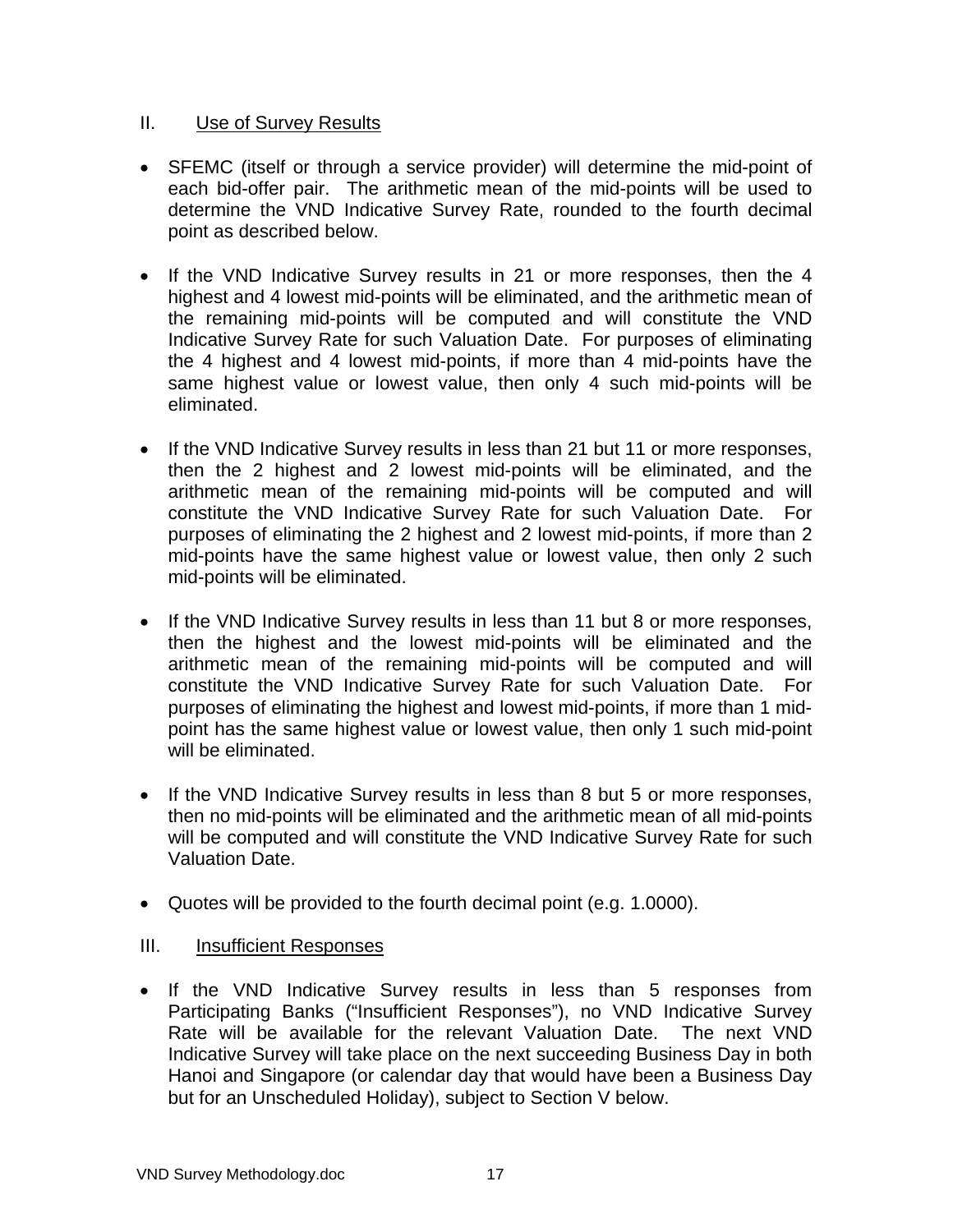## II. Use of Survey Results

- SFEMC (itself or through a service provider) will determine the mid-point of each bid-offer pair. The arithmetic mean of the mid-points will be used to determine the VND Indicative Survey Rate, rounded to the fourth decimal point as described below.

- If the VND Indicative Survey results in 21 or more responses, then the 4 highest and 4 lowest mid-points will be eliminated, and the arithmetic mean of the remaining mid-points will be computed and will constitute the VND Indicative Survey Rate for such Valuation Date. For purposes of eliminating the 4 highest and 4 lowest mid-points, if more than 4 mid-points have the same highest value or lowest value, then only 4 such mid-points will be eliminated.

- If the VND Indicative Survey results in less than 21 but 11 or more responses, then the 2 highest and 2 lowest mid-points will be eliminated, and the arithmetic mean of the remaining mid-points will be computed and will constitute the VND Indicative Survey Rate for such Valuation Date. For purposes of eliminating the 2 highest and 2 lowest mid-points, if more than 2 mid-points have the same highest value or lowest value, then only 2 such mid-points will be eliminated.

- If the VND Indicative Survey results in less than 11 but 8 or more responses, then the highest and the lowest mid-points will be eliminated and the arithmetic mean of the remaining mid-points will be computed and will constitute the VND Indicative Survey Rate for such Valuation Date. For purposes of eliminating the highest and lowest mid-points, if more than 1 mid-point has the same highest value or lowest value, then only 1 such mid-point will be eliminated.

- If the VND Indicative Survey results in less than 8 but 5 or more responses, then no mid-points will be eliminated and the arithmetic mean of all mid-points will be computed and will constitute the VND Indicative Survey Rate for such Valuation Date.

- Quotes will be provided to the fourth decimal point (e.g. 1.0000).

## III. Insufficient Responses

- If the VND Indicative Survey results in less than 5 responses from Participating Banks ("Insufficient Responses"), no VND Indicative Survey Rate will be available for the relevant Valuation Date. The next VND Indicative Survey will take place on the next succeeding Business Day in both Hanoi and Singapore (or calendar day that would have been a Business Day but for an Unscheduled Holiday), subject to Section V below.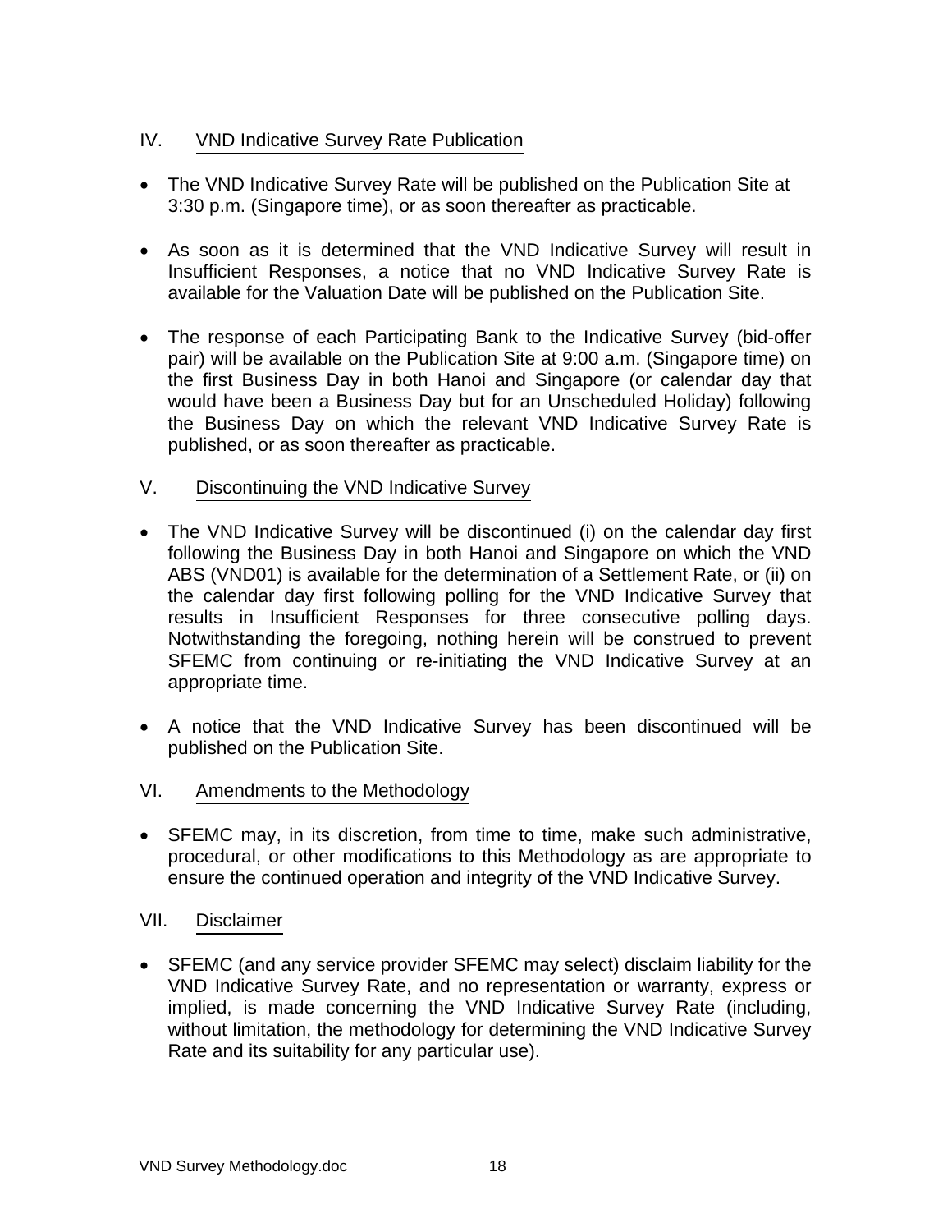## IV. VND Indicative Survey Rate Publication

- The VND Indicative Survey Rate will be published on the Publication Site at 3:30 p.m. (Singapore time), or as soon thereafter as practicable.

- As soon as it is determined that the VND Indicative Survey will result in Insufficient Responses, a notice that no VND Indicative Survey Rate is available for the Valuation Date will be published on the Publication Site.

- The response of each Participating Bank to the Indicative Survey (bid-offer pair) will be available on the Publication Site at 9:00 a.m. (Singapore time) on the first Business Day in both Hanoi and Singapore (or calendar day that would have been a Business Day but for an Unscheduled Holiday) following the Business Day on which the relevant VND Indicative Survey Rate is published, or as soon thereafter as practicable.

## V. Discontinuing the VND Indicative Survey

- The VND Indicative Survey will be discontinued (i) on the calendar day first following the Business Day in both Hanoi and Singapore on which the VND ABS (VND01) is available for the determination of a Settlement Rate, or (ii) on the calendar day first following polling for the VND Indicative Survey that results in Insufficient Responses for three consecutive polling days. Notwithstanding the foregoing, nothing herein will be construed to prevent SFEMC from continuing or re-initiating the VND Indicative Survey at an appropriate time.

- A notice that the VND Indicative Survey has been discontinued will be published on the Publication Site.

## VI. Amendments to the Methodology

- SFEMC may, in its discretion, from time to time, make such administrative, procedural, or other modifications to this Methodology as are appropriate to ensure the continued operation and integrity of the VND Indicative Survey.

## VII. Disclaimer

- SFEMC (and any service provider SFEMC may select) disclaim liability for the VND Indicative Survey Rate, and no representation or warranty, express or implied, is made concerning the VND Indicative Survey Rate (including, without limitation, the methodology for determining the VND Indicative Survey Rate and its suitability for any particular use).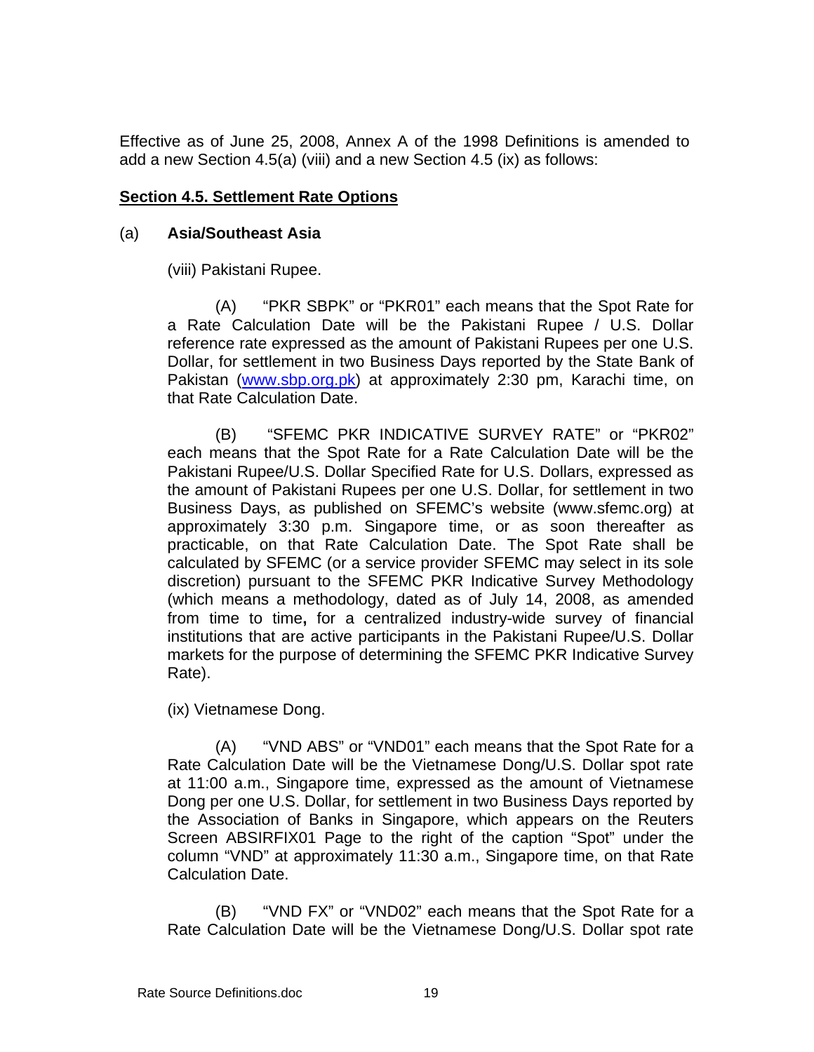Effective as of June 25, 2008, Annex A of the 1998 Definitions is amended to add a new Section 4.5(a) (viii) and a new Section 4.5 (ix) as follows:

**Section 4.5. Settlement Rate Options**

(a) **Asia/Southeast Asia**

(viii) Pakistani Rupee.

(A) "PKR SBPK" or "PKR01" each means that the Spot Rate for a Rate Calculation Date will be the Pakistani Rupee / U.S. Dollar reference rate expressed as the amount of Pakistani Rupees per one U.S. Dollar, for settlement in two Business Days reported by the State Bank of Pakistan (www.sbp.org.pk) at approximately 2:30 pm, Karachi time, on that Rate Calculation Date.

(B) "SFEMC PKR INDICATIVE SURVEY RATE" or "PKR02" each means that the Spot Rate for a Rate Calculation Date will be the Pakistani Rupee/U.S. Dollar Specified Rate for U.S. Dollars, expressed as the amount of Pakistani Rupees per one U.S. Dollar, for settlement in two Business Days, as published on SFEMC's website (www.sfemc.org) at approximately 3:30 p.m. Singapore time, or as soon thereafter as practicable, on that Rate Calculation Date. The Spot Rate shall be calculated by SFEMC (or a service provider SFEMC may select in its sole discretion) pursuant to the SFEMC PKR Indicative Survey Methodology (which means a methodology, dated as of July 14, 2008, as amended from time to time**,** for a centralized industry-wide survey of financial institutions that are active participants in the Pakistani Rupee/U.S. Dollar markets for the purpose of determining the SFEMC PKR Indicative Survey Rate).

(ix) Vietnamese Dong.

(A) "VND ABS" or "VND01" each means that the Spot Rate for a Rate Calculation Date will be the Vietnamese Dong/U.S. Dollar spot rate at 11:00 a.m., Singapore time, expressed as the amount of Vietnamese Dong per one U.S. Dollar, for settlement in two Business Days reported by the Association of Banks in Singapore, which appears on the Reuters Screen ABSIRFIX01 Page to the right of the caption "Spot" under the column "VND" at approximately 11:30 a.m., Singapore time, on that Rate Calculation Date.

(B) "VND FX" or "VND02" each means that the Spot Rate for a Rate Calculation Date will be the Vietnamese Dong/U.S. Dollar spot rate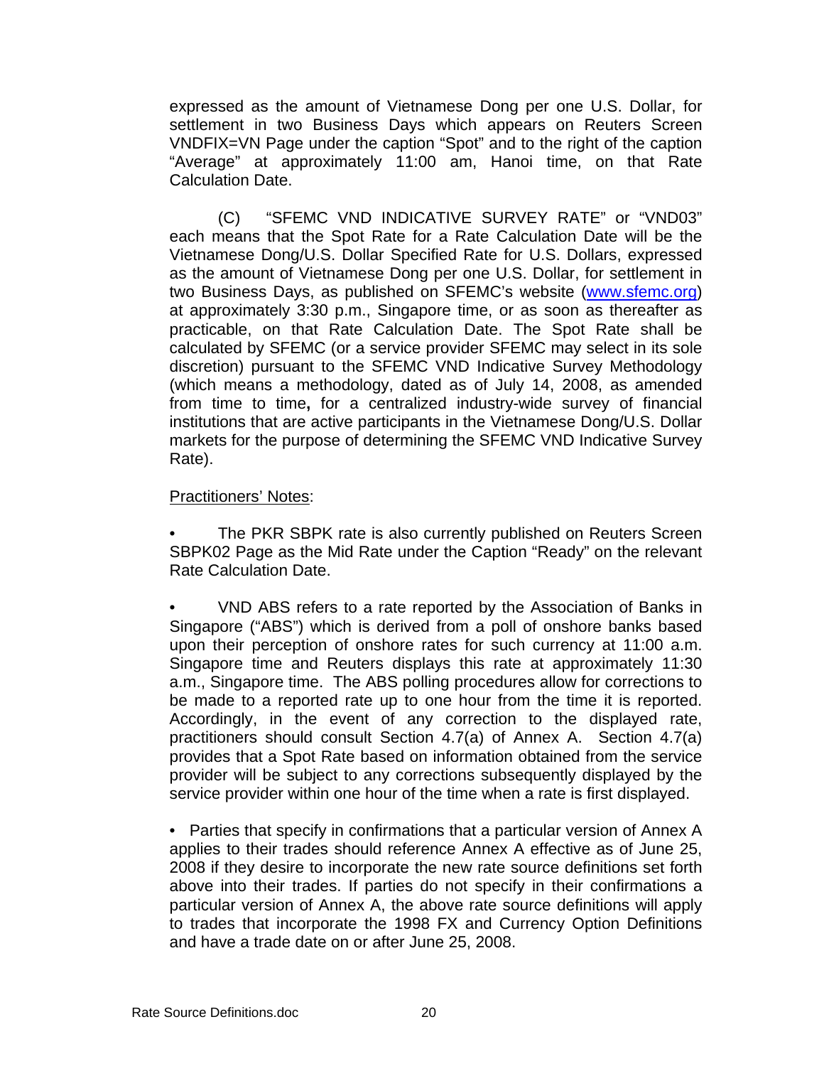expressed as the amount of Vietnamese Dong per one U.S. Dollar, for settlement in two Business Days which appears on Reuters Screen VNDFIX=VN Page under the caption "Spot" and to the right of the caption "Average" at approximately 11:00 am, Hanoi time, on that Rate Calculation Date.

(C) "SFEMC VND INDICATIVE SURVEY RATE" or "VND03" each means that the Spot Rate for a Rate Calculation Date will be the Vietnamese Dong/U.S. Dollar Specified Rate for U.S. Dollars, expressed as the amount of Vietnamese Dong per one U.S. Dollar, for settlement in two Business Days, as published on SFEMC's website (www.sfemc.org) at approximately 3:30 p.m., Singapore time, or as soon as thereafter as practicable, on that Rate Calculation Date. The Spot Rate shall be calculated by SFEMC (or a service provider SFEMC may select in its sole discretion) pursuant to the SFEMC VND Indicative Survey Methodology (which means a methodology, dated as of July 14, 2008, as amended from time to time**,** for a centralized industry-wide survey of financial institutions that are active participants in the Vietnamese Dong/U.S. Dollar markets for the purpose of determining the SFEMC VND Indicative Survey Rate).

Practitioners' Notes:

- The PKR SBPK rate is also currently published on Reuters Screen SBPK02 Page as the Mid Rate under the Caption "Ready" on the relevant Rate Calculation Date.

- VND ABS refers to a rate reported by the Association of Banks in Singapore ("ABS") which is derived from a poll of onshore banks based upon their perception of onshore rates for such currency at 11:00 a.m. Singapore time and Reuters displays this rate at approximately 11:30 a.m., Singapore time. The ABS polling procedures allow for corrections to be made to a reported rate up to one hour from the time it is reported. Accordingly, in the event of any correction to the displayed rate, practitioners should consult Section 4.7(a) of Annex A. Section 4.7(a) provides that a Spot Rate based on information obtained from the service provider will be subject to any corrections subsequently displayed by the service provider within one hour of the time when a rate is first displayed.

- Parties that specify in confirmations that a particular version of Annex A applies to their trades should reference Annex A effective as of June 25, 2008 if they desire to incorporate the new rate source definitions set forth above into their trades. If parties do not specify in their confirmations a particular version of Annex A, the above rate source definitions will apply to trades that incorporate the 1998 FX and Currency Option Definitions and have a trade date on or after June 25, 2008.